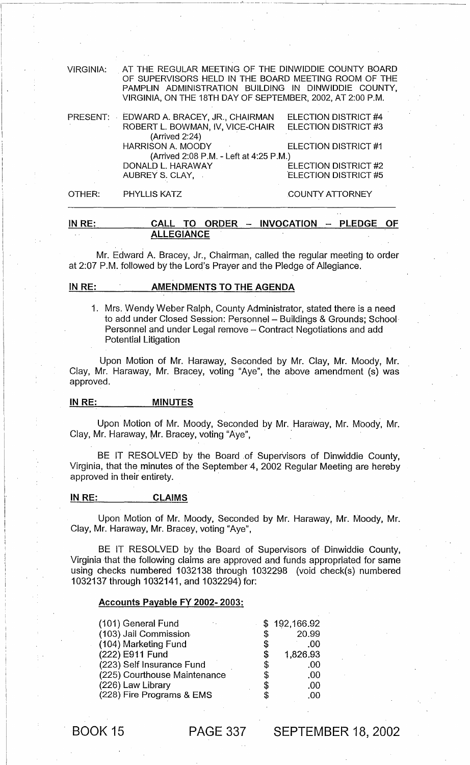VIRGINIA: AT THE REGULAR MEETING OF THE DINWIDDIE COUNTY BOARD OF SUPERVISORS HELD IN THE BOARD MEETING ROOM OF THE PAMPLIN ADMINISTRATION BUILDING IN DINWIDDIE COUNTY, VIRGINIA, ON THE 18TH DAY OF SEPTEMBER, 2002, AT 2:00 P.M.

| | | |
|---|---|---|
| PRESENT: | EDWARD A. BRACEY, JR., CHAIRMAN | ELECTION DISTRICT #4 |
| | ROBERT L. BOWMAN, IV, VICE-CHAIR (Arrived 2:24) | ELECTION DISTRICT #3 |
| | HARRISON A. MOODY (Arrived 2:08 P.M. - Left at 4:25 P.M.) | ELECTION DISTRICT #1 |
| | DONALD L. HARAWAY | ELECTION DISTRICT #2 |
| | AUBREY S. CLAY, | ELECTION DISTRICT #5 |
| OTHER: | PHYLLIS KATZ | COUNTY ATTORNEY |

## IN RE: CALL TO ORDER – INVOCATION – PLEDGE OF ALLEGIANCE

Mr. Edward A. Bracey, Jr., Chairman, called the regular meeting to order at 2:07 P.M. followed by the Lord's Prayer and the Pledge of Allegiance.

## IN RE: AMENDMENTS TO THE AGENDA

1. Mrs. Wendy Weber Ralph, County Administrator, stated there is a need to add under Closed Session: Personnel – Buildings & Grounds; School Personnel and under Legal remove – Contract Negotiations and add Potential Litigation

Upon Motion of Mr. Haraway, Seconded by Mr. Clay, Mr. Moody, Mr. Clay, Mr. Haraway, Mr. Bracey, voting "Aye", the above amendment (s) was approved.

## IN RE: MINUTES

Upon Motion of Mr. Moody, Seconded by Mr. Haraway, Mr. Moody, Mr. Clay, Mr. Haraway, Mr. Bracey, voting "Aye",

BE IT RESOLVED by the Board of Supervisors of Dinwiddie County, Virginia, that the minutes of the September 4, 2002 Regular Meeting are hereby approved in their entirety.

## IN RE: CLAIMS

Upon Motion of Mr. Moody, Seconded by Mr. Haraway, Mr. Moody, Mr. Clay, Mr. Haraway, Mr. Bracey, voting "Aye",

BE IT RESOLVED by the Board of Supervisors of Dinwiddie County, Virginia that the following claims are approved and funds appropriated for same using checks numbered 1032138 through 1032298 (void check(s) numbered 1032137 through 1032141, and 1032294) for:

**Accounts Payable FY 2002- 2003:**

| Fund | Amount |
|---|---|
| (101) General Fund | $ 192,166.92 |
| (103) Jail Commission | $ 20.99 |
| (104) Marketing Fund | $ .00 |
| (222) E911 Fund | $ 1,826.93 |
| (223) Self Insurance Fund | $ .00 |
| (225) Courthouse Maintenance | $ .00 |
| (226) Law Library | $ .00 |
| (228) Fire Programs & EMS | $ .00 |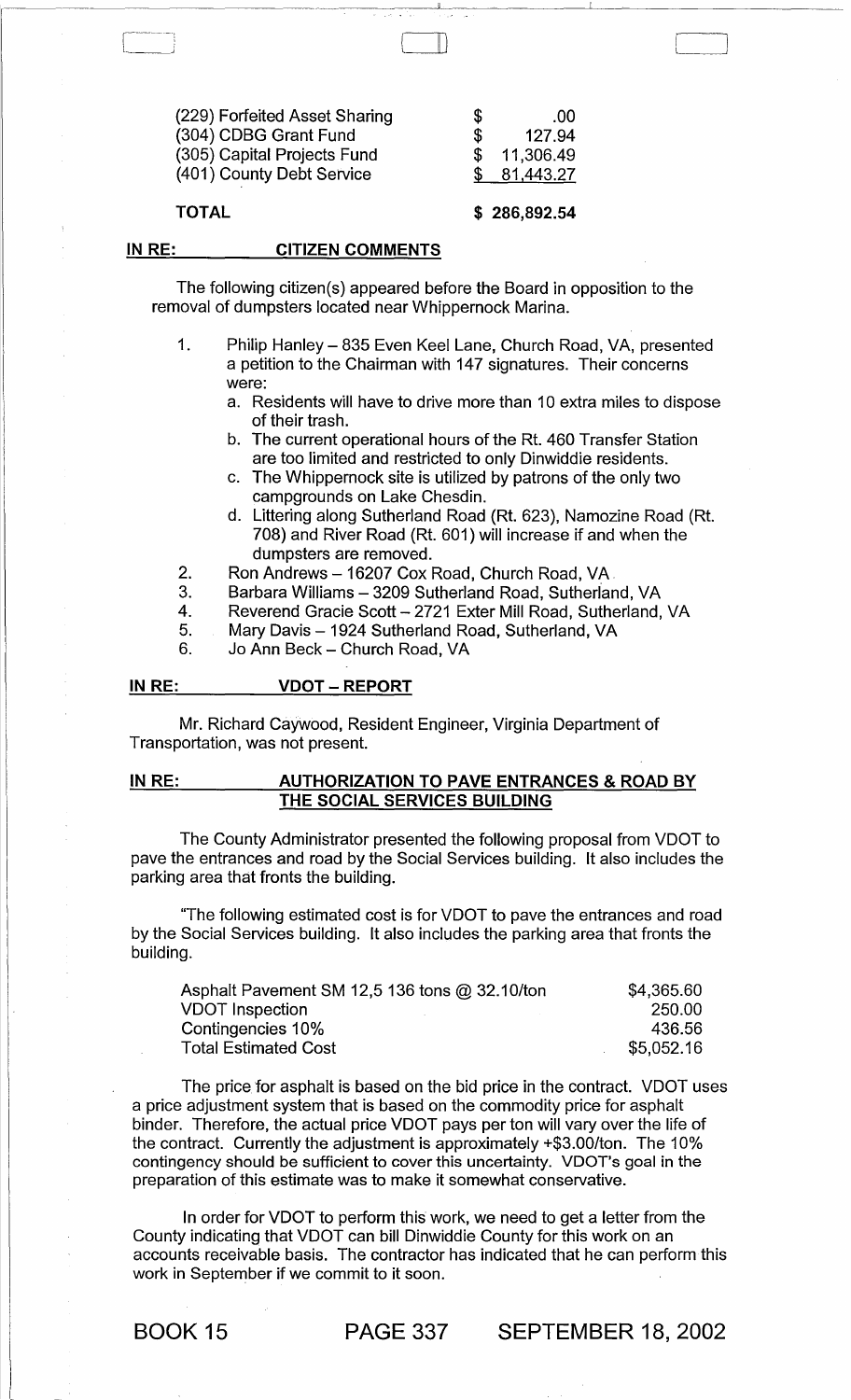| | |
|---|---|
| (229) Forfeited Asset Sharing | $ .00 |
| (304) CDBG Grant Fund | $ 127.94 |
| (305) Capital Projects Fund | $ 11,306.49 |
| (401) County Debt Service | $ 81,443.27 |
| **TOTAL** | **$ 286,892.54** |

**IN RE: CITIZEN COMMENTS**

The following citizen(s) appeared before the Board in opposition to the removal of dumpsters located near Whippernock Marina.

1. Philip Hanley – 835 Even Keel Lane, Church Road, VA, presented a petition to the Chairman with 147 signatures. Their concerns were:
   a. Residents will have to drive more than 10 extra miles to dispose of their trash.
   b. The current operational hours of the Rt. 460 Transfer Station are too limited and restricted to only Dinwiddie residents.
   c. The Whippernock site is utilized by patrons of the only two campgrounds on Lake Chesdin.
   d. Littering along Sutherland Road (Rt. 623), Namozine Road (Rt. 708) and River Road (Rt. 601) will increase if and when the dumpsters are removed.
2. Ron Andrews – 16207 Cox Road, Church Road, VA
3. Barbara Williams – 3209 Sutherland Road, Sutherland, VA
4. Reverend Gracie Scott – 2721 Exter Mill Road, Sutherland, VA
5. Mary Davis – 1924 Sutherland Road, Sutherland, VA
6. Jo Ann Beck – Church Road, VA

**IN RE: VDOT – REPORT**

Mr. Richard Caywood, Resident Engineer, Virginia Department of Transportation, was not present.

**IN RE: AUTHORIZATION TO PAVE ENTRANCES & ROAD BY THE SOCIAL SERVICES BUILDING**

The County Administrator presented the following proposal from VDOT to pave the entrances and road by the Social Services building. It also includes the parking area that fronts the building.

"The following estimated cost is for VDOT to pave the entrances and road by the Social Services building. It also includes the parking area that fronts the building.

| | |
|---|---|
| Asphalt Pavement SM 12,5 136 tons @ 32.10/ton | $4,365.60 |
| VDOT Inspection | 250.00 |
| Contingencies 10% | 436.56 |
| Total Estimated Cost | $5,052.16 |

The price for asphalt is based on the bid price in the contract. VDOT uses a price adjustment system that is based on the commodity price for asphalt binder. Therefore, the actual price VDOT pays per ton will vary over the life of the contract. Currently the adjustment is approximately +$3.00/ton. The 10% contingency should be sufficient to cover this uncertainty. VDOT's goal in the preparation of this estimate was to make it somewhat conservative.

In order for VDOT to perform this work, we need to get a letter from the County indicating that VDOT can bill Dinwiddie County for this work on an accounts receivable basis. The contractor has indicated that he can perform this work in September if we commit to it soon.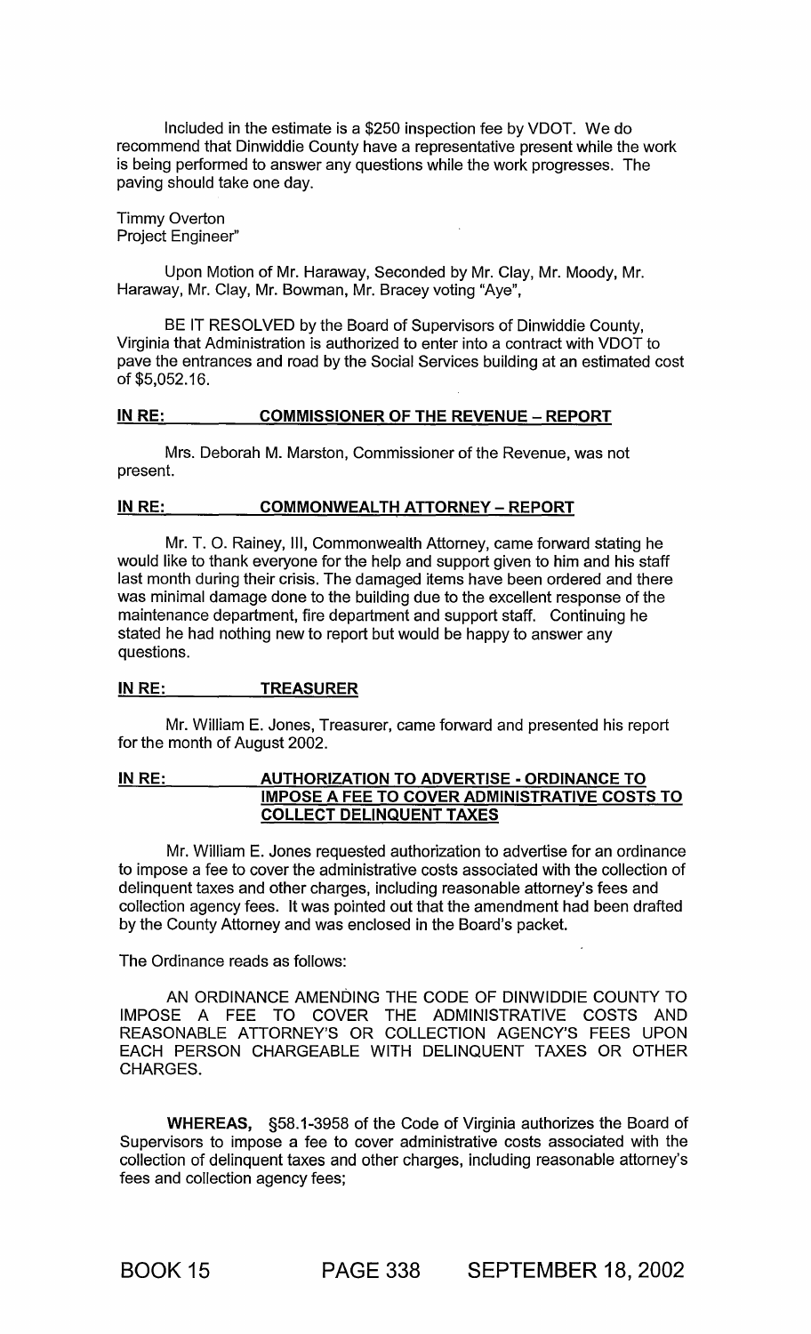Included in the estimate is a $250 inspection fee by VDOT. We do recommend that Dinwiddie County have a representative present while the work is being performed to answer any questions while the work progresses. The paving should take one day.

Timmy Overton
Project Engineer"

Upon Motion of Mr. Haraway, Seconded by Mr. Clay, Mr. Moody, Mr. Haraway, Mr. Clay, Mr. Bowman, Mr. Bracey voting "Aye",

BE IT RESOLVED by the Board of Supervisors of Dinwiddie County, Virginia that Administration is authorized to enter into a contract with VDOT to pave the entrances and road by the Social Services building at an estimated cost of $5,052.16.

**IN RE: COMMISSIONER OF THE REVENUE – REPORT**

Mrs. Deborah M. Marston, Commissioner of the Revenue, was not present.

**IN RE: COMMONWEALTH ATTORNEY – REPORT**

Mr. T. O. Rainey, III, Commonwealth Attorney, came forward stating he would like to thank everyone for the help and support given to him and his staff last month during their crisis. The damaged items have been ordered and there was minimal damage done to the building due to the excellent response of the maintenance department, fire department and support staff. Continuing he stated he had nothing new to report but would be happy to answer any questions.

**IN RE: TREASURER**

Mr. William E. Jones, Treasurer, came forward and presented his report for the month of August 2002.

**IN RE: AUTHORIZATION TO ADVERTISE - ORDINANCE TO IMPOSE A FEE TO COVER ADMINISTRATIVE COSTS TO COLLECT DELINQUENT TAXES**

Mr. William E. Jones requested authorization to advertise for an ordinance to impose a fee to cover the administrative costs associated with the collection of delinquent taxes and other charges, including reasonable attorney's fees and collection agency fees. It was pointed out that the amendment had been drafted by the County Attorney and was enclosed in the Board's packet.

The Ordinance reads as follows:

AN ORDINANCE AMENDING THE CODE OF DINWIDDIE COUNTY TO IMPOSE A FEE TO COVER THE ADMINISTRATIVE COSTS AND REASONABLE ATTORNEY'S OR COLLECTION AGENCY'S FEES UPON EACH PERSON CHARGEABLE WITH DELINQUENT TAXES OR OTHER CHARGES.

**WHEREAS,** §58.1-3958 of the Code of Virginia authorizes the Board of Supervisors to impose a fee to cover administrative costs associated with the collection of delinquent taxes and other charges, including reasonable attorney's fees and collection agency fees;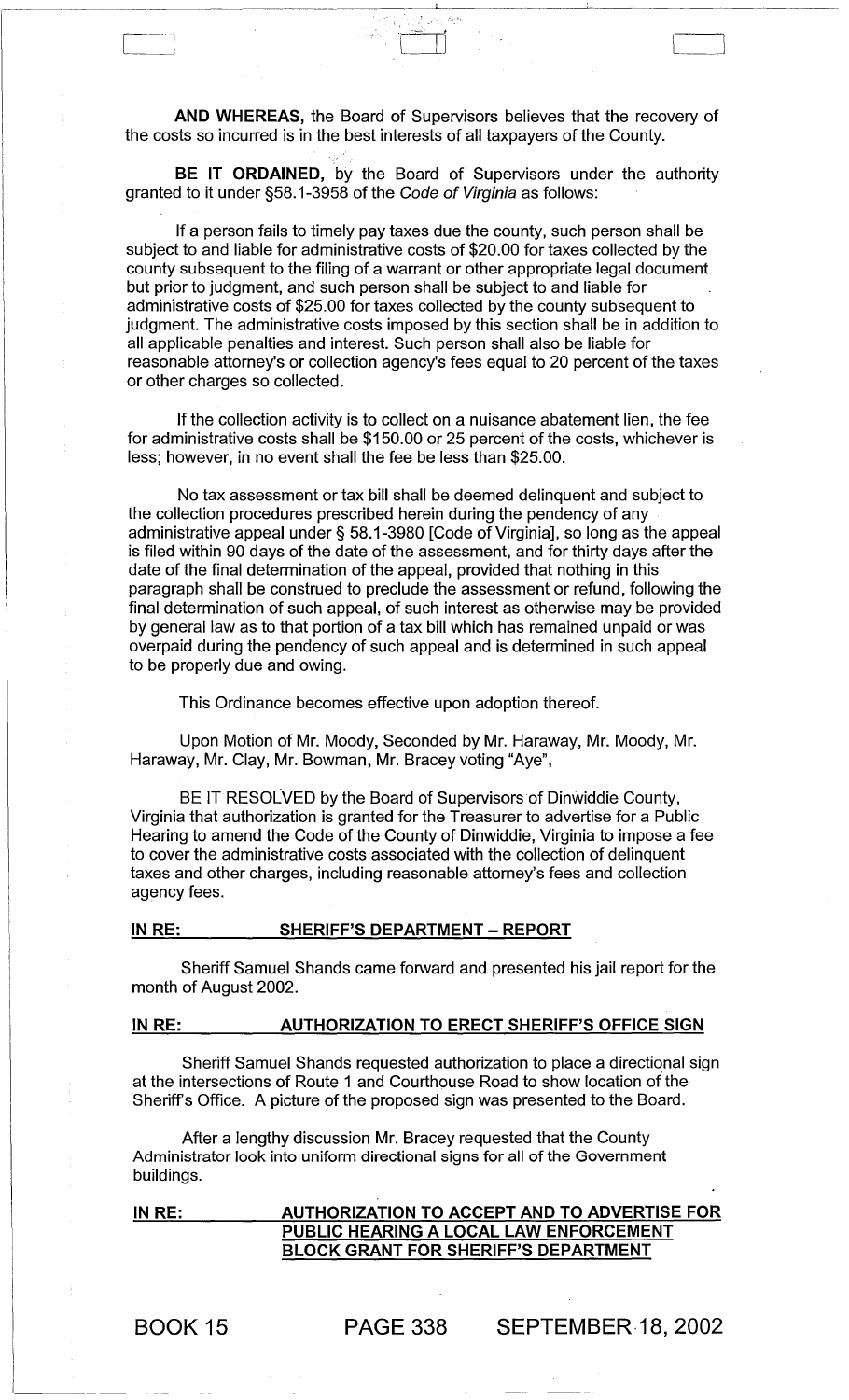**AND WHEREAS,** the Board of Supervisors believes that the recovery of the costs so incurred is in the best interests of all taxpayers of the County.

**BE IT ORDAINED,** by the Board of Supervisors under the authority granted to it under §58.1-3958 of the *Code of Virginia* as follows:

If a person fails to timely pay taxes due the county, such person shall be subject to and liable for administrative costs of $20.00 for taxes collected by the county subsequent to the filing of a warrant or other appropriate legal document but prior to judgment, and such person shall be subject to and liable for administrative costs of $25.00 for taxes collected by the county subsequent to judgment. The administrative costs imposed by this section shall be in addition to all applicable penalties and interest. Such person shall also be liable for reasonable attorney's or collection agency's fees equal to 20 percent of the taxes or other charges so collected.

If the collection activity is to collect on a nuisance abatement lien, the fee for administrative costs shall be $150.00 or 25 percent of the costs, whichever is less; however, in no event shall the fee be less than $25.00.

No tax assessment or tax bill shall be deemed delinquent and subject to the collection procedures prescribed herein during the pendency of any administrative appeal under § 58.1-3980 [Code of Virginia], so long as the appeal is filed within 90 days of the date of the assessment, and for thirty days after the date of the final determination of the appeal, provided that nothing in this paragraph shall be construed to preclude the assessment or refund, following the final determination of such appeal, of such interest as otherwise may be provided by general law as to that portion of a tax bill which has remained unpaid or was overpaid during the pendency of such appeal and is determined in such appeal to be properly due and owing.

This Ordinance becomes effective upon adoption thereof.

Upon Motion of Mr. Moody, Seconded by Mr. Haraway, Mr. Moody, Mr. Haraway, Mr. Clay, Mr. Bowman, Mr. Bracey voting "Aye",

BE IT RESOLVED by the Board of Supervisors of Dinwiddie County, Virginia that authorization is granted for the Treasurer to advertise for a Public Hearing to amend the Code of the County of Dinwiddie, Virginia to impose a fee to cover the administrative costs associated with the collection of delinquent taxes and other charges, including reasonable attorney's fees and collection agency fees.

**IN RE: SHERIFF'S DEPARTMENT – REPORT**

Sheriff Samuel Shands came forward and presented his jail report for the month of August 2002.

**IN RE: AUTHORIZATION TO ERECT SHERIFF'S OFFICE SIGN**

Sheriff Samuel Shands requested authorization to place a directional sign at the intersections of Route 1 and Courthouse Road to show location of the Sheriff's Office. A picture of the proposed sign was presented to the Board.

After a lengthy discussion Mr. Bracey requested that the County Administrator look into uniform directional signs for all of the Government buildings.

**IN RE: AUTHORIZATION TO ACCEPT AND TO ADVERTISE FOR PUBLIC HEARING A LOCAL LAW ENFORCEMENT BLOCK GRANT FOR SHERIFF'S DEPARTMENT**

BOOK 15 PAGE 338 SEPTEMBER 18, 2002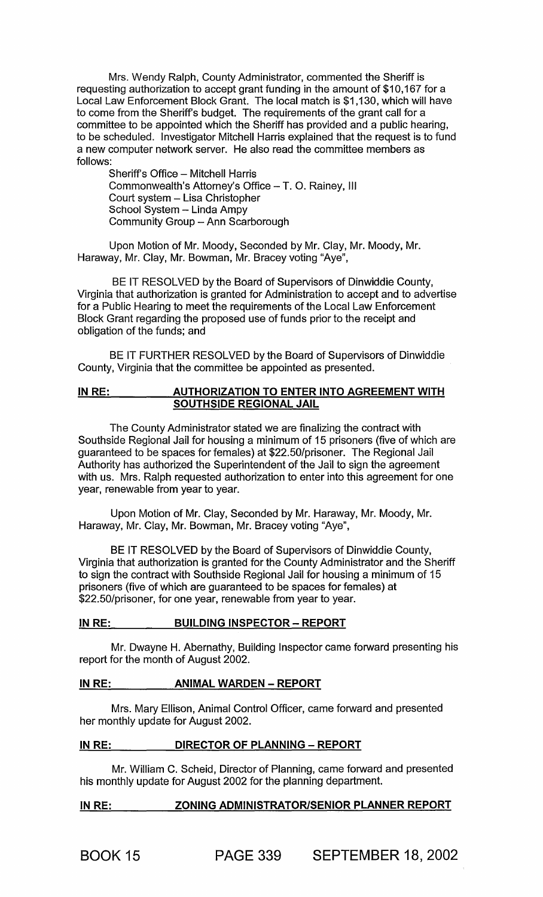Mrs. Wendy Ralph, County Administrator, commented the Sheriff is requesting authorization to accept grant funding in the amount of $10,167 for a Local Law Enforcement Block Grant. The local match is $1,130, which will have to come from the Sheriff's budget. The requirements of the grant call for a committee to be appointed which the Sheriff has provided and a public hearing, to be scheduled. Investigator Mitchell Harris explained that the request is to fund a new computer network server. He also read the committee members as follows:

Sheriff's Office – Mitchell Harris
Commonwealth's Attorney's Office – T. O. Rainey, III
Court system – Lisa Christopher
School System – Linda Ampy
Community Group – Ann Scarborough

Upon Motion of Mr. Moody, Seconded by Mr. Clay, Mr. Moody, Mr. Haraway, Mr. Clay, Mr. Bowman, Mr. Bracey voting "Aye",

BE IT RESOLVED by the Board of Supervisors of Dinwiddie County, Virginia that authorization is granted for Administration to accept and to advertise for a Public Hearing to meet the requirements of the Local Law Enforcement Block Grant regarding the proposed use of funds prior to the receipt and obligation of the funds; and

BE IT FURTHER RESOLVED by the Board of Supervisors of Dinwiddie County, Virginia that the committee be appointed as presented.

**IN RE: AUTHORIZATION TO ENTER INTO AGREEMENT WITH SOUTHSIDE REGIONAL JAIL**

The County Administrator stated we are finalizing the contract with Southside Regional Jail for housing a minimum of 15 prisoners (five of which are guaranteed to be spaces for females) at $22.50/prisoner. The Regional Jail Authority has authorized the Superintendent of the Jail to sign the agreement with us. Mrs. Ralph requested authorization to enter into this agreement for one year, renewable from year to year.

Upon Motion of Mr. Clay, Seconded by Mr. Haraway, Mr. Moody, Mr. Haraway, Mr. Clay, Mr. Bowman, Mr. Bracey voting "Aye",

BE IT RESOLVED by the Board of Supervisors of Dinwiddie County, Virginia that authorization is granted for the County Administrator and the Sheriff to sign the contract with Southside Regional Jail for housing a minimum of 15 prisoners (five of which are guaranteed to be spaces for females) at $22.50/prisoner, for one year, renewable from year to year.

**IN RE: BUILDING INSPECTOR – REPORT**

Mr. Dwayne H. Abernathy, Building Inspector came forward presenting his report for the month of August 2002.

**IN RE: ANIMAL WARDEN – REPORT**

Mrs. Mary Ellison, Animal Control Officer, came forward and presented her monthly update for August 2002.

**IN RE: DIRECTOR OF PLANNING – REPORT**

Mr. William C. Scheid, Director of Planning, came forward and presented his monthly update for August 2002 for the planning department.

**IN RE: ZONING ADMINISTRATOR/SENIOR PLANNER REPORT**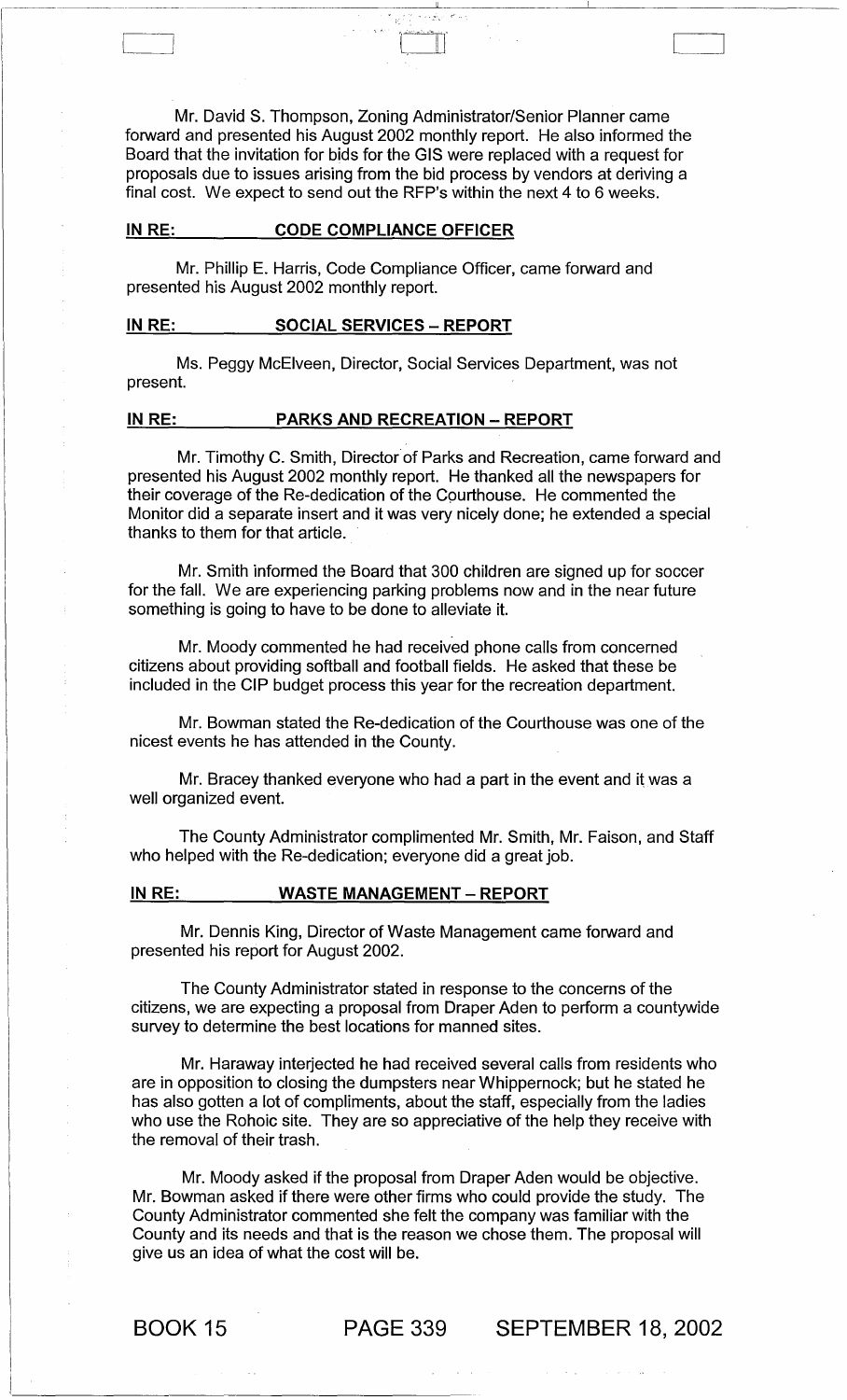Mr. David S. Thompson, Zoning Administrator/Senior Planner came forward and presented his August 2002 monthly report. He also informed the Board that the invitation for bids for the GIS were replaced with a request for proposals due to issues arising from the bid process by vendors at deriving a final cost. We expect to send out the RFP's within the next 4 to 6 weeks.

**IN RE: CODE COMPLIANCE OFFICER**

Mr. Phillip E. Harris, Code Compliance Officer, came forward and presented his August 2002 monthly report.

**IN RE: SOCIAL SERVICES – REPORT**

Ms. Peggy McElveen, Director, Social Services Department, was not present.

**IN RE: PARKS AND RECREATION – REPORT**

Mr. Timothy C. Smith, Director of Parks and Recreation, came forward and presented his August 2002 monthly report. He thanked all the newspapers for their coverage of the Re-dedication of the Courthouse. He commented the Monitor did a separate insert and it was very nicely done; he extended a special thanks to them for that article.

Mr. Smith informed the Board that 300 children are signed up for soccer for the fall. We are experiencing parking problems now and in the near future something is going to have to be done to alleviate it.

Mr. Moody commented he had received phone calls from concerned citizens about providing softball and football fields. He asked that these be included in the CIP budget process this year for the recreation department.

Mr. Bowman stated the Re-dedication of the Courthouse was one of the nicest events he has attended in the County.

Mr. Bracey thanked everyone who had a part in the event and it was a well organized event.

The County Administrator complimented Mr. Smith, Mr. Faison, and Staff who helped with the Re-dedication; everyone did a great job.

**IN RE: WASTE MANAGEMENT – REPORT**

Mr. Dennis King, Director of Waste Management came forward and presented his report for August 2002.

The County Administrator stated in response to the concerns of the citizens, we are expecting a proposal from Draper Aden to perform a countywide survey to determine the best locations for manned sites.

Mr. Haraway interjected he had received several calls from residents who are in opposition to closing the dumpsters near Whippernock; but he stated he has also gotten a lot of compliments, about the staff, especially from the ladies who use the Rohoic site. They are so appreciative of the help they receive with the removal of their trash.

Mr. Moody asked if the proposal from Draper Aden would be objective. Mr. Bowman asked if there were other firms who could provide the study. The County Administrator commented she felt the company was familiar with the County and its needs and that is the reason we chose them. The proposal will give us an idea of what the cost will be.

BOOK 15 PAGE 339 SEPTEMBER 18, 2002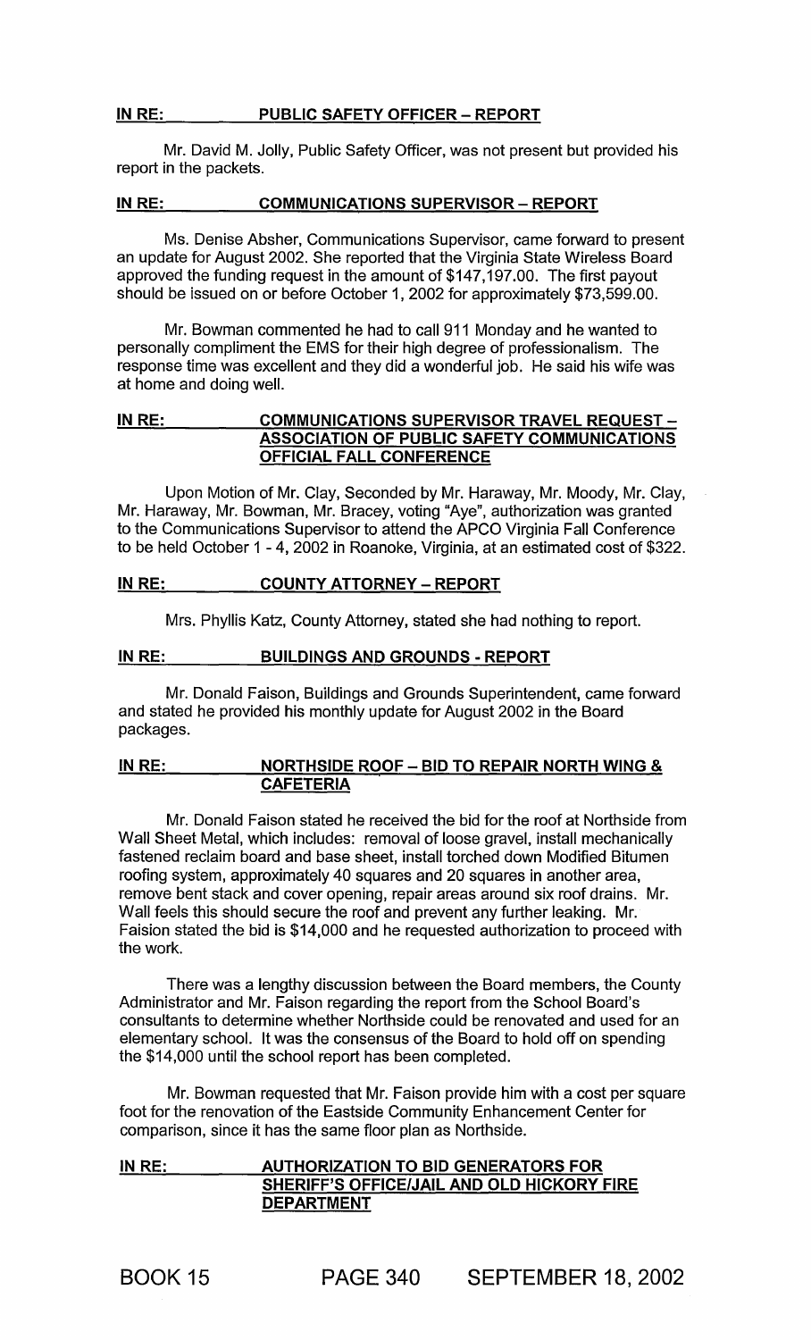**IN RE: PUBLIC SAFETY OFFICER – REPORT**

Mr. David M. Jolly, Public Safety Officer, was not present but provided his report in the packets.

**IN RE: COMMUNICATIONS SUPERVISOR – REPORT**

Ms. Denise Absher, Communications Supervisor, came forward to present an update for August 2002. She reported that the Virginia State Wireless Board approved the funding request in the amount of $147,197.00. The first payout should be issued on or before October 1, 2002 for approximately $73,599.00.

Mr. Bowman commented he had to call 911 Monday and he wanted to personally compliment the EMS for their high degree of professionalism. The response time was excellent and they did a wonderful job. He said his wife was at home and doing well.

**IN RE: COMMUNICATIONS SUPERVISOR TRAVEL REQUEST – ASSOCIATION OF PUBLIC SAFETY COMMUNICATIONS OFFICIAL FALL CONFERENCE**

Upon Motion of Mr. Clay, Seconded by Mr. Haraway, Mr. Moody, Mr. Clay, Mr. Haraway, Mr. Bowman, Mr. Bracey, voting "Aye", authorization was granted to the Communications Supervisor to attend the APCO Virginia Fall Conference to be held October 1 - 4, 2002 in Roanoke, Virginia, at an estimated cost of $322.

**IN RE: COUNTY ATTORNEY – REPORT**

Mrs. Phyllis Katz, County Attorney, stated she had nothing to report.

**IN RE: BUILDINGS AND GROUNDS - REPORT**

Mr. Donald Faison, Buildings and Grounds Superintendent, came forward and stated he provided his monthly update for August 2002 in the Board packages.

**IN RE: NORTHSIDE ROOF – BID TO REPAIR NORTH WING & CAFETERIA**

Mr. Donald Faison stated he received the bid for the roof at Northside from Wall Sheet Metal, which includes: removal of loose gravel, install mechanically fastened reclaim board and base sheet, install torched down Modified Bitumen roofing system, approximately 40 squares and 20 squares in another area, remove bent stack and cover opening, repair areas around six roof drains. Mr. Wall feels this should secure the roof and prevent any further leaking. Mr. Faision stated the bid is $14,000 and he requested authorization to proceed with the work.

There was a lengthy discussion between the Board members, the County Administrator and Mr. Faison regarding the report from the School Board's consultants to determine whether Northside could be renovated and used for an elementary school. It was the consensus of the Board to hold off on spending the $14,000 until the school report has been completed.

Mr. Bowman requested that Mr. Faison provide him with a cost per square foot for the renovation of the Eastside Community Enhancement Center for comparison, since it has the same floor plan as Northside.

**IN RE: AUTHORIZATION TO BID GENERATORS FOR SHERIFF'S OFFICE/JAIL AND OLD HICKORY FIRE DEPARTMENT**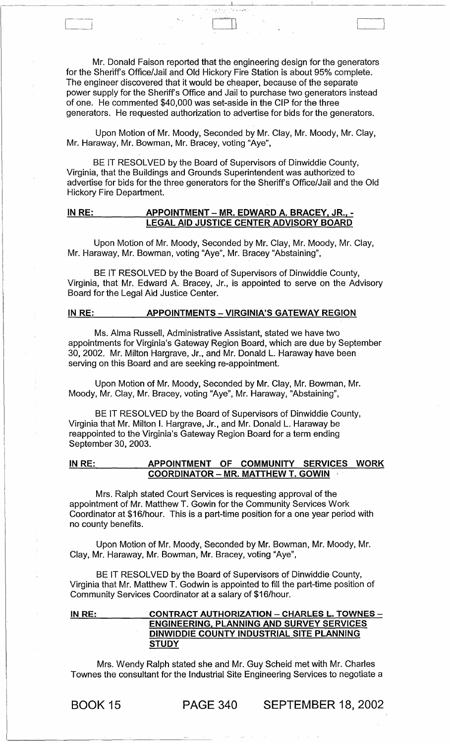Mr. Donald Faison reported that the engineering design for the generators for the Sheriff's Office/Jail and Old Hickory Fire Station is about 95% complete. The engineer discovered that it would be cheaper, because of the separate power supply for the Sheriff's Office and Jail to purchase two generators instead of one. He commented $40,000 was set-aside in the CIP for the three generators. He requested authorization to advertise for bids for the generators.

Upon Motion of Mr. Moody, Seconded by Mr. Clay, Mr. Moody, Mr. Clay, Mr. Haraway, Mr. Bowman, Mr. Bracey, voting "Aye",

BE IT RESOLVED by the Board of Supervisors of Dinwiddie County, Virginia, that the Buildings and Grounds Superintendent was authorized to advertise for bids for the three generators for the Sheriff's Office/Jail and the Old Hickory Fire Department.

**IN RE: APPOINTMENT – MR. EDWARD A. BRACEY, JR., - LEGAL AID JUSTICE CENTER ADVISORY BOARD**

Upon Motion of Mr. Moody, Seconded by Mr. Clay, Mr. Moody, Mr. Clay, Mr. Haraway, Mr. Bowman, voting "Aye", Mr. Bracey "Abstaining",

BE IT RESOLVED by the Board of Supervisors of Dinwiddie County, Virginia, that Mr. Edward A. Bracey, Jr., is appointed to serve on the Advisory Board for the Legal Aid Justice Center.

**IN RE: APPOINTMENTS – VIRGINIA'S GATEWAY REGION**

Ms. Alma Russell, Administrative Assistant, stated we have two appointments for Virginia's Gateway Region Board, which are due by September 30, 2002. Mr. Milton Hargrave, Jr., and Mr. Donald L. Haraway have been serving on this Board and are seeking re-appointment.

Upon Motion of Mr. Moody, Seconded by Mr. Clay, Mr. Bowman, Mr. Moody, Mr. Clay, Mr. Bracey, voting "Aye", Mr. Haraway, "Abstaining",

BE IT RESOLVED by the Board of Supervisors of Dinwiddie County, Virginia that Mr. Milton I. Hargrave, Jr., and Mr. Donald L. Haraway be reappointed to the Virginia's Gateway Region Board for a term ending September 30, 2003.

**IN RE: APPOINTMENT OF COMMUNITY SERVICES WORK COORDINATOR – MR. MATTHEW T. GOWIN**

Mrs. Ralph stated Court Services is requesting approval of the appointment of Mr. Matthew T. Gowin for the Community Services Work Coordinator at $16/hour. This is a part-time position for a one year period with no county benefits.

Upon Motion of Mr. Moody, Seconded by Mr. Bowman, Mr. Moody, Mr. Clay, Mr. Haraway, Mr. Bowman, Mr. Bracey, voting "Aye",

BE IT RESOLVED by the Board of Supervisors of Dinwiddie County, Virginia that Mr. Matthew T. Godwin is appointed to fill the part-time position of Community Services Coordinator at a salary of $16/hour.

**IN RE: CONTRACT AUTHORIZATION – CHARLES L. TOWNES – ENGINEERING, PLANNING AND SURVEY SERVICES DINWIDDIE COUNTY INDUSTRIAL SITE PLANNING STUDY**

Mrs. Wendy Ralph stated she and Mr. Guy Scheid met with Mr. Charles Townes the consultant for the Industrial Site Engineering Services to negotiate a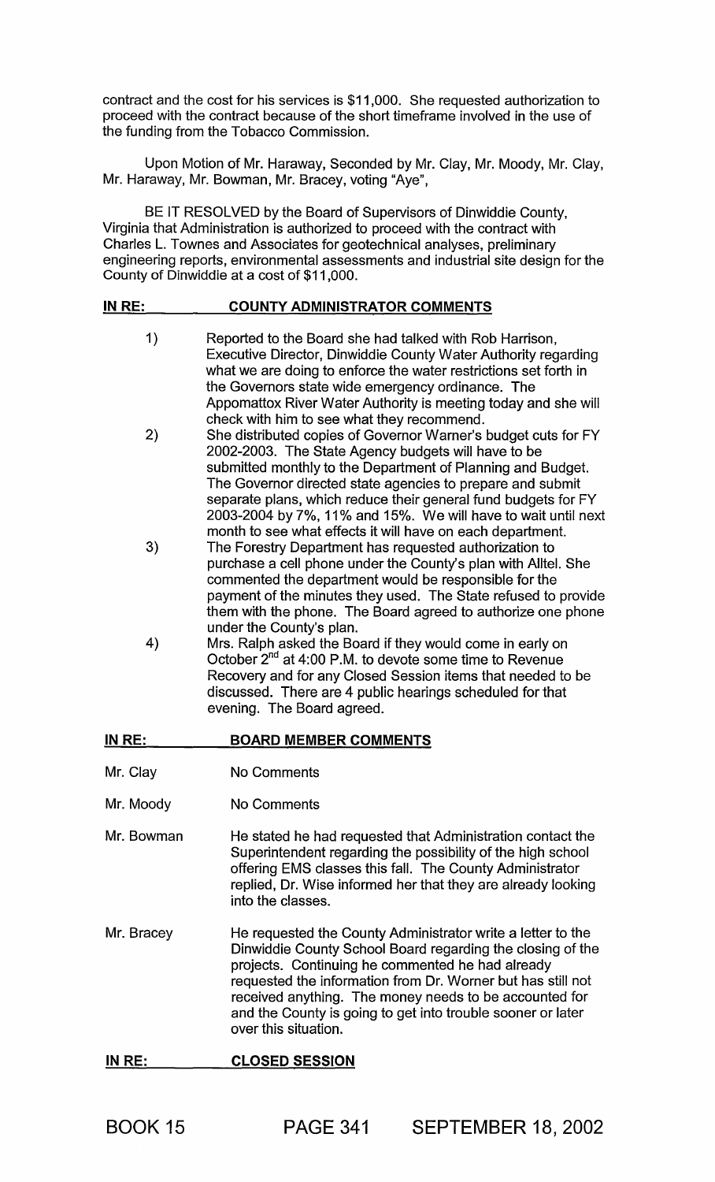contract and the cost for his services is $11,000. She requested authorization to proceed with the contract because of the short timeframe involved in the use of the funding from the Tobacco Commission.

Upon Motion of Mr. Haraway, Seconded by Mr. Clay, Mr. Moody, Mr. Clay, Mr. Haraway, Mr. Bowman, Mr. Bracey, voting "Aye",

BE IT RESOLVED by the Board of Supervisors of Dinwiddie County, Virginia that Administration is authorized to proceed with the contract with Charles L. Townes and Associates for geotechnical analyses, preliminary engineering reports, environmental assessments and industrial site design for the County of Dinwiddie at a cost of $11,000.

**IN RE: COUNTY ADMINISTRATOR COMMENTS**

1) Reported to the Board she had talked with Rob Harrison, Executive Director, Dinwiddie County Water Authority regarding what we are doing to enforce the water restrictions set forth in the Governors state wide emergency ordinance. The Appomattox River Water Authority is meeting today and she will check with him to see what they recommend.

2) She distributed copies of Governor Warner's budget cuts for FY 2002-2003. The State Agency budgets will have to be submitted monthly to the Department of Planning and Budget. The Governor directed state agencies to prepare and submit separate plans, which reduce their general fund budgets for FY 2003-2004 by 7%, 11% and 15%. We will have to wait until next month to see what effects it will have on each department.

3) The Forestry Department has requested authorization to purchase a cell phone under the County's plan with Alltel. She commented the department would be responsible for the payment of the minutes they used. The State refused to provide them with the phone. The Board agreed to authorize one phone under the County's plan.

4) Mrs. Ralph asked the Board if they would come in early on October 2nd at 4:00 P.M. to devote some time to Revenue Recovery and for any Closed Session items that needed to be discussed. There are 4 public hearings scheduled for that evening. The Board agreed.

**IN RE: BOARD MEMBER COMMENTS**

Mr. Clay — No Comments

Mr. Moody — No Comments

Mr. Bowman — He stated he had requested that Administration contact the Superintendent regarding the possibility of the high school offering EMS classes this fall. The County Administrator replied, Dr. Wise informed her that they are already looking into the classes.

Mr. Bracey — He requested the County Administrator write a letter to the Dinwiddie County School Board regarding the closing of the projects. Continuing he commented he had already requested the information from Dr. Worner but has still not received anything. The money needs to be accounted for and the County is going to get into trouble sooner or later over this situation.

**IN RE: CLOSED SESSION**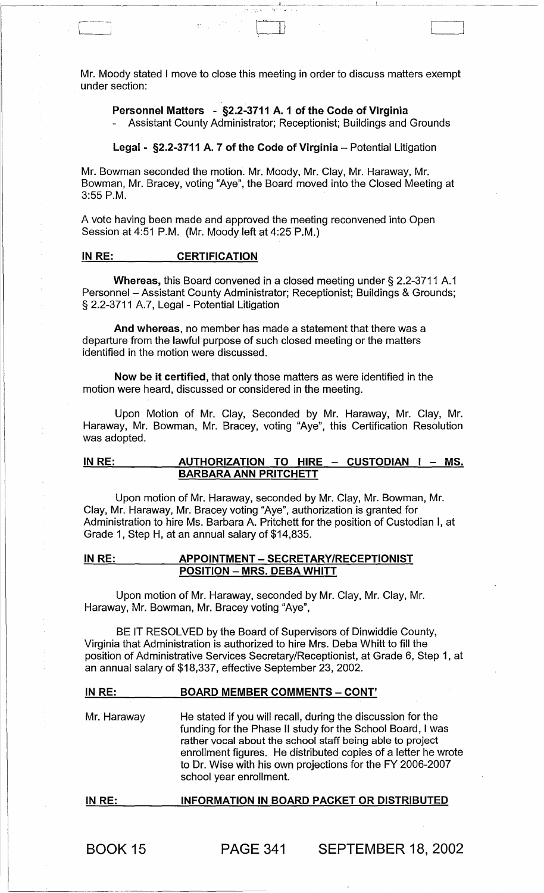Mr. Moody stated I move to close this meeting in order to discuss matters exempt under section:

**Personnel Matters - §2.2-3711 A. 1 of the Code of Virginia**
- Assistant County Administrator; Receptionist; Buildings and Grounds

**Legal - §2.2-3711 A. 7 of the Code of Virginia** – Potential Litigation

Mr. Bowman seconded the motion. Mr. Moody, Mr. Clay, Mr. Haraway, Mr. Bowman, Mr. Bracey, voting "Aye", the Board moved into the Closed Meeting at 3:55 P.M.

A vote having been made and approved the meeting reconvened into Open Session at 4:51 P.M. (Mr. Moody left at 4:25 P.M.)

**IN RE: CERTIFICATION**

**Whereas,** this Board convened in a closed meeting under § 2.2-3711 A.1 Personnel – Assistant County Administrator; Receptionist; Buildings & Grounds; § 2.2-3711 A.7, Legal - Potential Litigation

**And whereas**, no member has made a statement that there was a departure from the lawful purpose of such closed meeting or the matters identified in the motion were discussed.

**Now be it certified**, that only those matters as were identified in the motion were heard, discussed or considered in the meeting.

Upon Motion of Mr. Clay, Seconded by Mr. Haraway, Mr. Clay, Mr. Haraway, Mr. Bowman, Mr. Bracey, voting "Aye", this Certification Resolution was adopted.

**IN RE: AUTHORIZATION TO HIRE – CUSTODIAN I – MS. BARBARA ANN PRITCHETT**

Upon motion of Mr. Haraway, seconded by Mr. Clay, Mr. Bowman, Mr. Clay, Mr. Haraway, Mr. Bracey voting "Aye", authorization is granted for Administration to hire Ms. Barbara A. Pritchett for the position of Custodian I, at Grade 1, Step H, at an annual salary of $14,835.

**IN RE: APPOINTMENT – SECRETARY/RECEPTIONIST POSITION – MRS. DEBA WHITT**

Upon motion of Mr. Haraway, seconded by Mr. Clay, Mr. Clay, Mr. Haraway, Mr. Bowman, Mr. Bracey voting "Aye",

BE IT RESOLVED by the Board of Supervisors of Dinwiddie County, Virginia that Administration is authorized to hire Mrs. Deba Whitt to fill the position of Administrative Services Secretary/Receptionist, at Grade 6, Step 1, at an annual salary of $18,337, effective September 23, 2002.

**IN RE: BOARD MEMBER COMMENTS – CONT'**

Mr. Haraway — He stated if you will recall, during the discussion for the funding for the Phase II study for the School Board, I was rather vocal about the school staff being able to project enrollment figures. He distributed copies of a letter he wrote to Dr. Wise with his own projections for the FY 2006-2007 school year enrollment.

**IN RE: INFORMATION IN BOARD PACKET OR DISTRIBUTED**

BOOK 15 PAGE 341 SEPTEMBER 18, 2002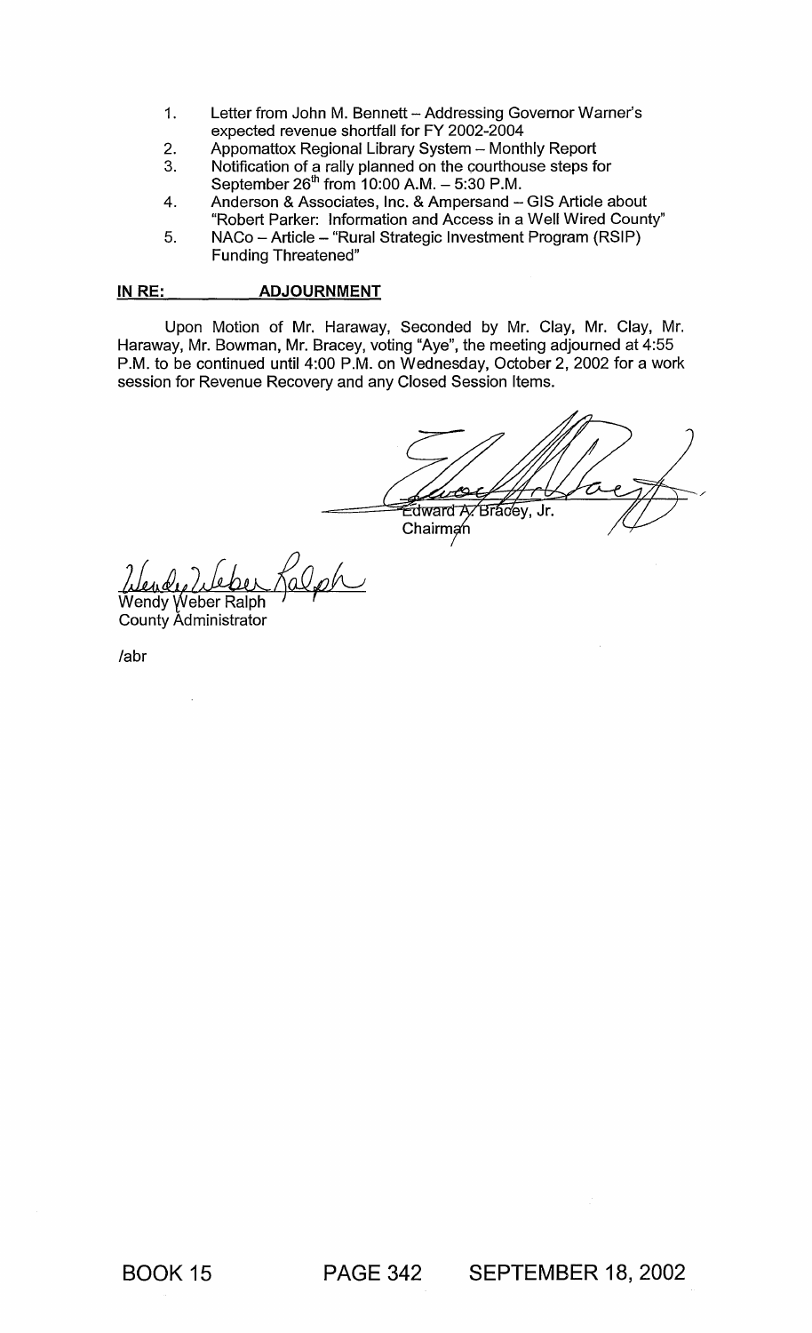1. Letter from John M. Bennett – Addressing Governor Warner's expected revenue shortfall for FY 2002-2004
2. Appomattox Regional Library System – Monthly Report
3. Notification of a rally planned on the courthouse steps for September 26th from 10:00 A.M. – 5:30 P.M.
4. Anderson & Associates, Inc. & Ampersand – GIS Article about "Robert Parker: Information and Access in a Well Wired County"
5. NACo – Article – "Rural Strategic Investment Program (RSIP) Funding Threatened"

**IN RE: ADJOURNMENT**

Upon Motion of Mr. Haraway, Seconded by Mr. Clay, Mr. Clay, Mr. Haraway, Mr. Bowman, Mr. Bracey, voting "Aye", the meeting adjourned at 4:55 P.M. to be continued until 4:00 P.M. on Wednesday, October 2, 2002 for a work session for Revenue Recovery and any Closed Session Items.

Edward A. Bracey, Jr.
Chairman

Wendy Weber Ralph
County Administrator

/abr

BOOK 15 PAGE 342 SEPTEMBER 18, 2002